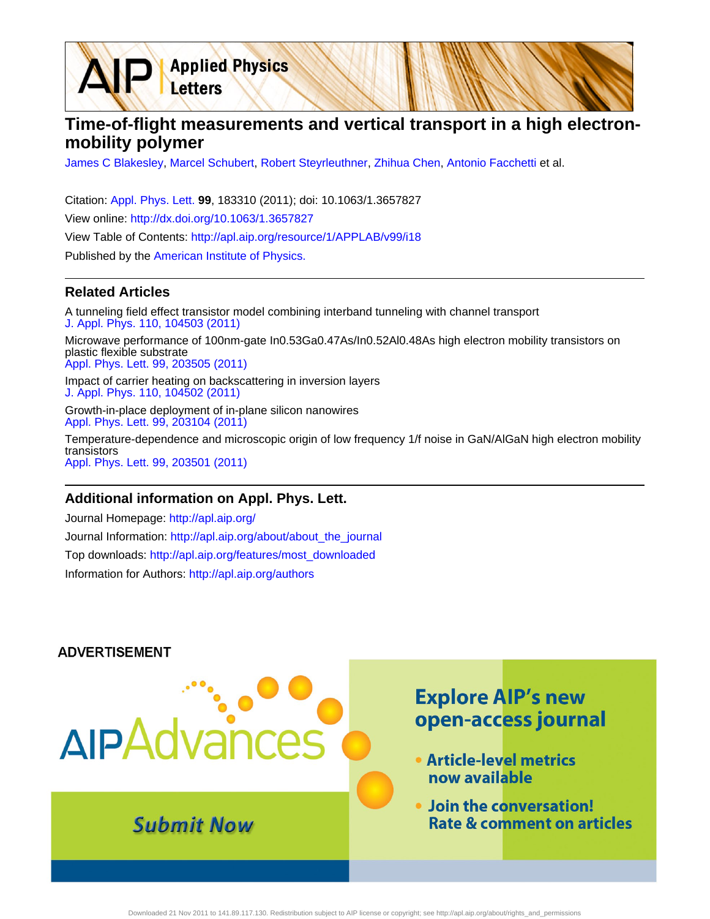# Time-of-flight measurements and vertical transport in a high electron-mobility polymer

James C Blakesley, Marcel Schubert, Robert Steyrleuthner, Zhihua Chen, Antonio Facchetti et al.

Citation: Appl. Phys. Lett. **99**, 183310 (2011); doi: 10.1063/1.3657827

View online: http://dx.doi.org/10.1063/1.3657827

View Table of Contents: http://apl.aip.org/resource/1/APPLAB/v99/i18

Published by the American Institute of Physics.

## Related Articles

A tunneling field effect transistor model combining interband tunneling with channel transport
J. Appl. Phys. 110, 104503 (2011)

Microwave performance of 100nm-gate In0.53Ga0.47As/In0.52Al0.48As high electron mobility transistors on plastic flexible substrate
Appl. Phys. Lett. 99, 203505 (2011)

Impact of carrier heating on backscattering in inversion layers
J. Appl. Phys. 110, 104502 (2011)

Growth-in-place deployment of in-plane silicon nanowires
Appl. Phys. Lett. 99, 203104 (2011)

Temperature-dependence and microscopic origin of low frequency 1/f noise in GaN/AlGaN high electron mobility transistors
Appl. Phys. Lett. 99, 203501 (2011)

## Additional information on Appl. Phys. Lett.

Journal Homepage: http://apl.aip.org/

Journal Information: http://apl.aip.org/about/about_the_journal

Top downloads: http://apl.aip.org/features/most_downloaded

Information for Authors: http://apl.aip.org/authors

ADVERTISEMENT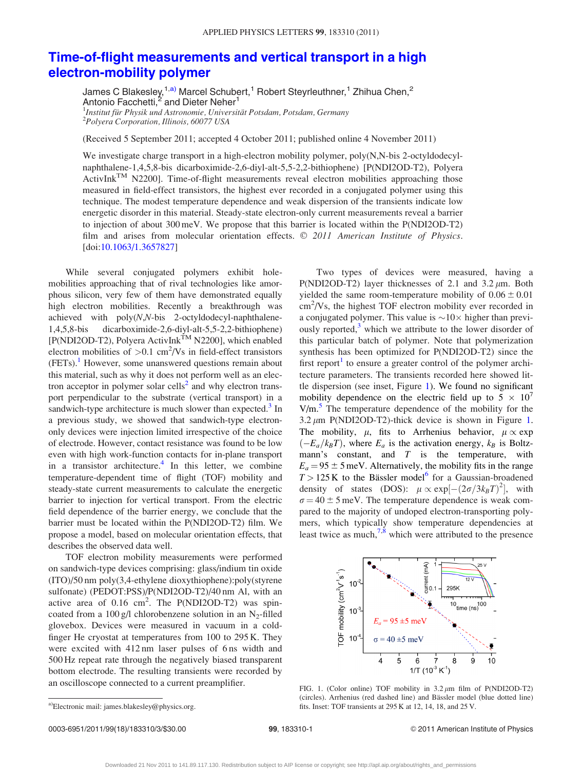# Time-of-flight measurements and vertical transport in a high electron-mobility polymer

James C Blakesley,[1,a)] Marcel Schubert,[1] Robert Steyrleuthner,[1] Zhihua Chen,[2] Antonio Facchetti,[2] and Dieter Neher[1]

[1]*Institut für Physik und Astronomie, Universität Potsdam, Potsdam, Germany*
[2]*Polyera Corporation, Illinois, 60077 USA*

(Received 5 September 2011; accepted 4 October 2011; published online 4 November 2011)

We investigate charge transport in a high-electron mobility polymer, poly(N,N-bis 2-octyldodecyl-naphthalene-1,4,5,8-bis dicarboximide-2,6-diyl-alt-5,5-2,2-bithiophene) [P(NDI2OD-T2), Polyera ActivInk™ N2200]. Time-of-flight measurements reveal electron mobilities approaching those measured in field-effect transistors, the highest ever recorded in a conjugated polymer using this technique. The modest temperature dependence and weak dispersion of the transients indicate low energetic disorder in this material. Steady-state electron-only current measurements reveal a barrier to injection of about 300 meV. We propose that this barrier is located within the P(NDI2OD-T2) film and arises from molecular orientation effects. © *2011 American Institute of Physics.* [doi:10.1063/1.3657827]

While several conjugated polymers exhibit hole-mobilities approaching that of rival technologies like amorphous silicon, very few of them have demonstrated equally high electron mobilities. Recently a breakthrough was achieved with poly(*N,N*-bis 2-octyldodecyl-naphthalene-1,4,5,8-bis dicarboximide-2,6-diyl-alt-5,5-2,2-bithiophene) [P(NDI2OD-T2), Polyera ActivInk™ N2200], which enabled electron mobilities of >0.1 $cm^2/Vs$ in field-effect transistors (FETs).[1] However, some unanswered questions remain about this material, such as why it does not perform well as an electron acceptor in polymer solar cells[2] and why electron transport perpendicular to the substrate (vertical transport) in a sandwich-type architecture is much slower than expected.[3] In a previous study, we showed that sandwich-type electron-only devices were injection limited irrespective of the choice of electrode. However, contact resistance was found to be low even with high work-function contacts for in-plane transport in a transistor architecture.[4] In this letter, we combine temperature-dependent time of flight (TOF) mobility and steady-state current measurements to calculate the energetic barrier to injection for vertical transport. From the electric field dependence of the barrier energy, we conclude that the barrier must be located within the P(NDI2OD-T2) film. We propose a model, based on molecular orientation effects, that describes the observed data well.

TOF electron mobility measurements were performed on sandwich-type devices comprising: glass/indium tin oxide (ITO)/50 nm poly(3,4-ethylene dioxythiophene):poly(styrene sulfonate) (PEDOT:PSS)/P(NDI2OD-T2)/40 nm Al, with an active area of 0.16 $cm^2$. The P(NDI2OD-T2) was spin-coated from a 100 g/l chlorobenzene solution in an $N_2$-filled glovebox. Devices were measured in vacuum in a cold-finger He cryostat at temperatures from 100 to 295 K. They were excited with 412 nm laser pulses of 6 ns width and 500 Hz repeat rate through the negatively biased transparent bottom electrode. The resulting transients were recorded by an oscilloscope connected to a current preamplifier.

Two types of devices were measured, having a P(NDI2OD-T2) layer thicknesses of 2.1 and 3.2 $\mu$m. Both yielded the same room-temperature mobility of $0.06 \pm 0.01$ $cm^2/Vs$, the highest TOF electron mobility ever recorded in a conjugated polymer. This value is ~10× higher than previously reported,[3] which we attribute to the lower disorder of this particular batch of polymer. Note that polymerization synthesis has been optimized for P(NDI2OD-T2) since the first report[1] to ensure a greater control of the polymer architecture parameters. The transients recorded here showed little dispersion (see inset, Figure 1). We found no significant mobility dependence on the electric field up to $5 \times 10^7$ V/m.[5] The temperature dependence of the mobility for the 3.2 $\mu$m P(NDI2OD-T2)-thick device is shown in Figure 1. The mobility, $\mu$, fits to Arrhenius behavior, $\mu \propto \exp(-E_a/k_BT)$, where $E_a$ is the activation energy, $k_B$ is Boltzmann's constant, and $T$ is the temperature, with $E_a = 95 \pm 5$ meV. Alternatively, the mobility fits in the range $T > 125$ K to the Bässler model[6] for a Gaussian-broadened density of states (DOS): $\mu \propto \exp[-(2\sigma/3k_BT)^2]$, with $\sigma = 40 \pm 5$ meV. The temperature dependence is weak compared to the majority of undoped electron-transporting polymers, which typically show temperature dependencies at least twice as much,[7,8] which were attributed to the presence

FIG. 1. (Color online) TOF mobility in 3.2 $\mu$m film of P(NDI2OD-T2) (circles). Arrhenius (red dashed line) and Bässler model (blue dotted line) fits. Inset: TOF transients at 295 K at 12, 14, 18, and 25 V.

a)Electronic mail: james.blakesley@physics.org.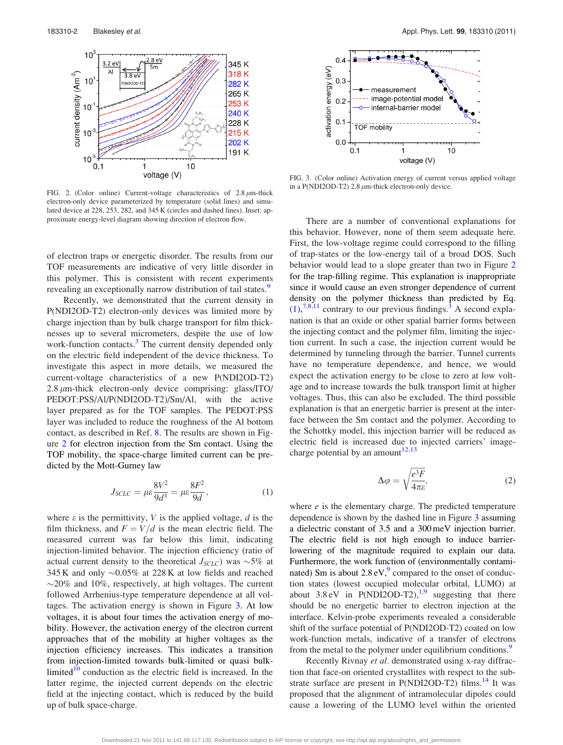FIG. 2. (Color online) Current-voltage characteristics of 2.8 $\mu$m-thick electron-only device parameterized by temperature (solid lines) and simulated device at 228, 253, 282, and 345 K (circles and dashed lines). Inset: approximate energy-level diagram showing direction of electron flow.

FIG. 3. (Color online) Activation energy of current versus applied voltage in a P(NDI2OD-T2) 2.8 $\mu$m-thick electron-only device.

of electron traps or energetic disorder. The results from our TOF measurements are indicative of very little disorder in this polymer. This is consistent with recent experiments revealing an exceptionally narrow distribution of tail states.[9]

Recently, we demonstrated that the current density in P(NDI2OD-T2) electron-only devices was limited more by charge injection than by bulk charge transport for film thicknesses up to several micrometers, despite the use of low work-function contacts.[3] The current density depended only on the electric field independent of the device thickness. To investigate this aspect in more details, we measured the current-voltage characteristics of a new P(NDI2OD-T2) 2.8 $\mu$m-thick electron-only device comprising: glass/ITO/PEDOT:PSS/Al/P(NDI2OD-T2)/Sm/Al, with the active layer prepared as for the TOF samples. The PEDOT:PSS layer was included to reduce the roughness of the Al bottom contact, as described in Ref. 8. The results are shown in Figure 2 for electron injection from the Sm contact. Using the TOF mobility, the space-charge limited current can be predicted by the Mott-Gurney law

$$J_{SCLC} = \mu\varepsilon \frac{8V^2}{9d^3} = \mu\varepsilon \frac{8F^2}{9d}, \tag{1}$$

where $\varepsilon$ is the permittivity, $V$ is the applied voltage, $d$ is the film thickness, and $F = V/d$ is the mean electric field. The measured current was far below this limit, indicating injection-limited behavior. The injection efficiency (ratio of actual current density to the theoretical $J_{SCLC}$) was ~5% at 345 K and only ~0.05% at 228 K at low fields and reached ~20% and 10%, respectively, at high voltages. The current followed Arrhenius-type temperature dependence at all voltages. The activation energy is shown in Figure 3. At low voltages, it is about four times the activation energy of mobility. However, the activation energy of the electron current approaches that of the mobility at higher voltages as the injection efficiency increases. This indicates a transition from injection-limited towards bulk-limited or quasi bulk-limited[10] conduction as the electric field is increased. In the latter regime, the injected current depends on the electric field at the injecting contact, which is reduced by the build up of bulk space-charge.

There are a number of conventional explanations for this behavior. However, none of them seem adequate here. First, the low-voltage regime could correspond to the filling of trap-states or the low-energy tail of a broad DOS. Such behavior would lead to a slope greater than two in Figure 2 for the trap-filling regime. This explanation is inappropriate since it would cause an even stronger dependence of current density on the polymer thickness than predicted by Eq. (1),[7,8,11] contrary to our previous findings.[3] A second explanation is that an oxide or other spatial barrier forms between the injecting contact and the polymer film, limiting the injection current. In such a case, the injection current would be determined by tunneling through the barrier. Tunnel currents have no temperature dependence, and hence, we would expect the activation energy to be close to zero at low voltage and to increase towards the bulk transport limit at higher voltages. Thus, this can also be excluded. The third possible explanation is that an energetic barrier is present at the interface between the Sm contact and the polymer. According to the Schottky model, this injection barrier will be reduced as electric field is increased due to injected carriers' image-charge potential by an amount[12,13]

$$\Delta\varphi = \sqrt{\frac{e^3 F}{4\pi\varepsilon}}, \tag{2}$$

where $e$ is the elementary charge. The predicted temperature dependence is shown by the dashed line in Figure 3 assuming a dielectric constant of 3.5 and a 300 meV injection barrier. The electric field is not high enough to induce barrier-lowering of the magnitude required to explain our data. Furthermore, the work function of (environmentally contaminated) Sm is about 2.8 eV,[9] compared to the onset of conduction states (lowest occupied molecular orbital, LUMO) at about 3.8 eV in P(NDI2OD-T2),[1,9] suggesting that there should be no energetic barrier to electron injection at the interface. Kelvin-probe experiments revealed a considerable shift of the surface potential of P(NDI2OD-T2) coated on low work-function metals, indicative of a transfer of electrons from the metal to the polymer under equilibrium conditions.[9]

Recently Rivnay *et al.* demonstrated using x-ray diffraction that face-on oriented crystallites with respect to the substrate surface are present in P(NDI2OD-T2) films.[14] It was proposed that the alignment of intramolecular dipoles could cause a lowering of the LUMO level within the oriented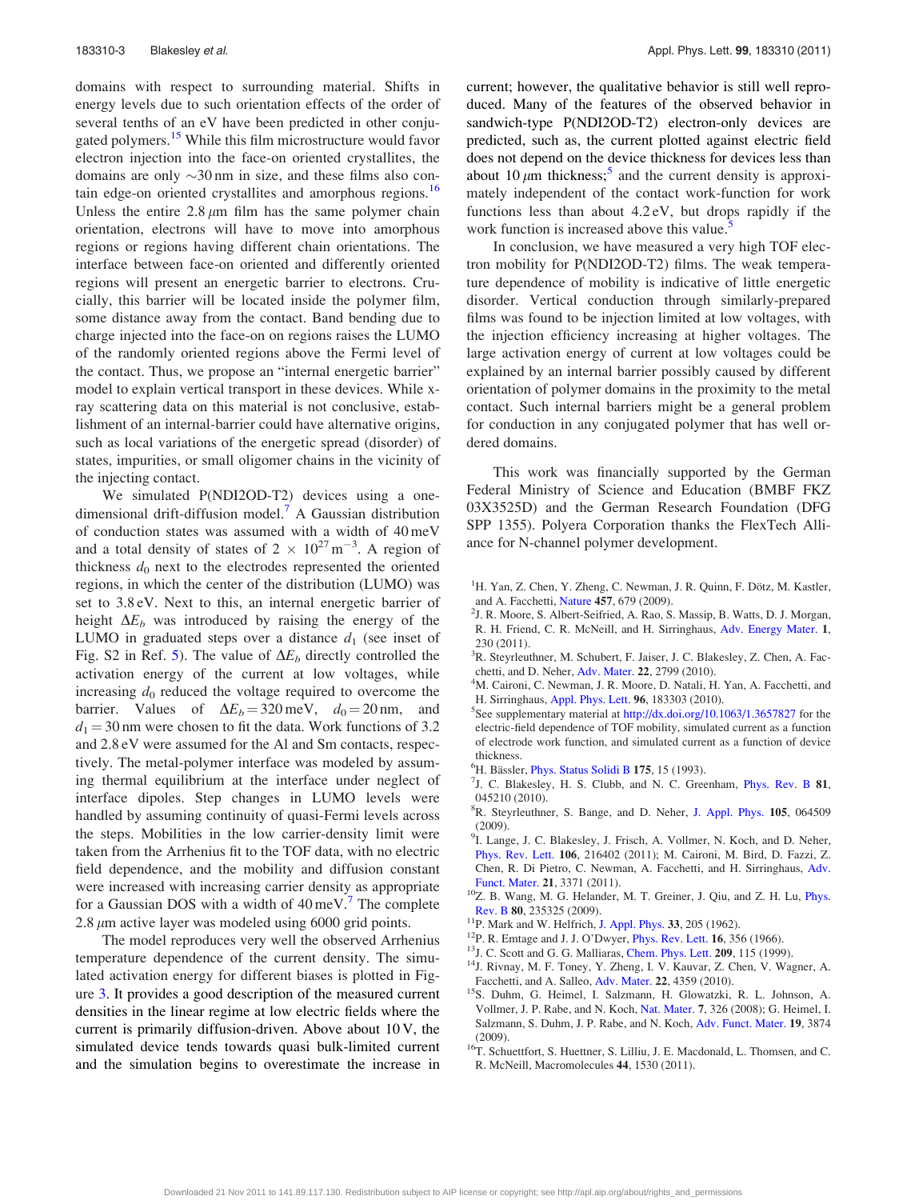domains with respect to surrounding material. Shifts in energy levels due to such orientation effects of the order of several tenths of an eV have been predicted in other conjugated polymers.[15] While this film microstructure would favor electron injection into the face-on oriented crystallites, the domains are only ~30 nm in size, and these films also contain edge-on oriented crystallites and amorphous regions.[16] Unless the entire 2.8 $\mu$m film has the same polymer chain orientation, electrons will have to move into amorphous regions or regions having different chain orientations. The interface between face-on oriented and differently oriented regions will present an energetic barrier to electrons. Crucially, this barrier will be located inside the polymer film, some distance away from the contact. Band bending due to charge injected into the face-on regions raises the LUMO of the randomly oriented regions above the Fermi level of the contact. Thus, we propose an "internal energetic barrier" model to explain vertical transport in these devices. While x-ray scattering data on this material is not conclusive, establishment of an internal-barrier could have alternative origins, such as local variations of the energetic spread (disorder) of states, impurities, or small oligomer chains in the vicinity of the injecting contact.

We simulated P(NDI2OD-T2) devices using a one-dimensional drift-diffusion model.[7] A Gaussian distribution of conduction states was assumed with a width of 40 meV and a total density of states of $2 \times 10^{27}\,\text{m}^{-3}$. A region of thickness $d_0$ next to the electrodes represented the oriented regions, in which the center of the distribution (LUMO) was set to 3.8 eV. Next to this, an internal energetic barrier of height $\Delta E_b$ was introduced by raising the energy of the LUMO in graduated steps over a distance $d_1$ (see inset of Fig. S2 in Ref. 5). The value of $\Delta E_b$ directly controlled the activation energy of the current at low voltages, while increasing $d_0$ reduced the voltage required to overcome the barrier. Values of $\Delta E_b = 320$ meV, $d_0 = 20$ nm, and $d_1 = 30$ nm were chosen to fit the data. Work functions of 3.2 and 2.8 eV were assumed for the Al and Sm contacts, respectively. The metal-polymer interface was modeled by assuming thermal equilibrium at the interface under neglect of interface dipoles. Step changes in LUMO levels were handled by assuming continuity of quasi-Fermi levels across the steps. Mobilities in the low carrier-density limit were taken from the Arrhenius fit to the TOF data, with no electric field dependence, and the mobility and diffusion constant were increased with increasing carrier density as appropriate for a Gaussian DOS with a width of 40 meV.[7] The complete 2.8 $\mu$m active layer was modeled using 6000 grid points.

The model reproduces very well the observed Arrhenius temperature dependence of the current density. The simulated activation energy for different biases is plotted in Figure 3. It provides a good description of the measured current densities in the linear regime at low electric fields where the current is primarily diffusion-driven. Above about 10 V, the simulated device tends towards quasi bulk-limited current and the simulation begins to overestimate the increase in current; however, the qualitative behavior is still well reproduced. Many of the features of the observed behavior in sandwich-type P(NDI2OD-T2) electron-only devices are predicted, such as, the current plotted against electric field does not depend on the device thickness for devices less than about 10 $\mu$m thickness;[5] and the current density is approximately independent of the contact work-function for work functions less than about 4.2 eV, but drops rapidly if the work function is increased above this value.[5]

In conclusion, we have measured a very high TOF electron mobility for P(NDI2OD-T2) films. The weak temperature dependence of mobility is indicative of little energetic disorder. Vertical conduction through similarly-prepared films was found to be injection limited at low voltages, with the injection efficiency increasing at higher voltages. The large activation energy of current at low voltages could be explained by an internal barrier possibly caused by different orientation of polymer domains in the proximity to the metal contact. Such internal barriers might be a general problem for conduction in any conjugated polymer that has well ordered domains.

This work was financially supported by the German Federal Ministry of Science and Education (BMBF FKZ 03X3525D) and the German Research Foundation (DFG SPP 1355). Polyera Corporation thanks the FlexTech Alliance for N-channel polymer development.

[1] H. Yan, Z. Chen, Y. Zheng, C. Newman, J. R. Quinn, F. Dötz, M. Kastler, and A. Facchetti, Nature 457, 679 (2009).

[2] J. R. Moore, S. Albert-Seifried, A. Rao, S. Massip, B. Watts, D. J. Morgan, R. H. Friend, C. R. McNeill, and H. Sirringhaus, Adv. Energy Mater. 1, 230 (2011).

[3] R. Steyrleuthner, M. Schubert, F. Jaiser, J. C. Blakesley, Z. Chen, A. Facchetti, and D. Neher, Adv. Mater. 22, 2799 (2010).

[4] M. Caironi, C. Newman, J. R. Moore, D. Natali, H. Yan, A. Facchetti, and H. Sirringhaus, Appl. Phys. Lett. 96, 183303 (2010).

[5] See supplementary material at http://dx.doi.org/10.1063/1.3657827 for the electric-field dependence of TOF mobility, simulated current as a function of electrode work function, and simulated current as a function of device thickness.

[6] H. Bässler, Phys. Status Solidi B 175, 15 (1993).

[7] J. C. Blakesley, H. S. Clubb, and N. C. Greenham, Phys. Rev. B 81, 045210 (2010).

[8] R. Steyrleuthner, S. Bange, and D. Neher, J. Appl. Phys. 105, 064509 (2009).

[9] I. Lange, J. C. Blakesley, J. Frisch, A. Vollmer, N. Koch, and D. Neher, Phys. Rev. Lett. 106, 216402 (2011); M. Caironi, M. Bird, D. Fazzi, Z. Chen, R. Di Pietro, C. Newman, A. Facchetti, and H. Sirringhaus, Adv. Funct. Mater. 21, 3371 (2011).

[10] Z. B. Wang, M. G. Helander, M. T. Greiner, J. Qiu, and Z. H. Lu, Phys. Rev. B 80, 235325 (2009).

[11] P. Mark and W. Helfrich, J. Appl. Phys. 33, 205 (1962).

[12] P. R. Emtage and J. J. O'Dwyer, Phys. Rev. Lett. 16, 356 (1966).

[13] J. C. Scott and G. G. Malliaras, Chem. Phys. Lett. 209, 115 (1999).

[14] J. Rivnay, M. F. Toney, Y. Zheng, I. V. Kauvar, Z. Chen, V. Wagner, A. Facchetti, and A. Salleo, Adv. Mater. 22, 4359 (2010).

[15] S. Duhm, G. Heimel, I. Salzmann, H. Glowatzki, R. L. Johnson, A. Vollmer, J. P. Rabe, and N. Koch, Nat. Mater. 7, 326 (2008); G. Heimel, I. Salzmann, S. Duhm, J. P. Rabe, and N. Koch, Adv. Funct. Mater. 19, 3874 (2009).

[16] T. Schuettfort, S. Huettner, S. Lilliu, J. E. Macdonald, L. Thomsen, and C. R. McNeill, Macromolecules 44, 1530 (2011).